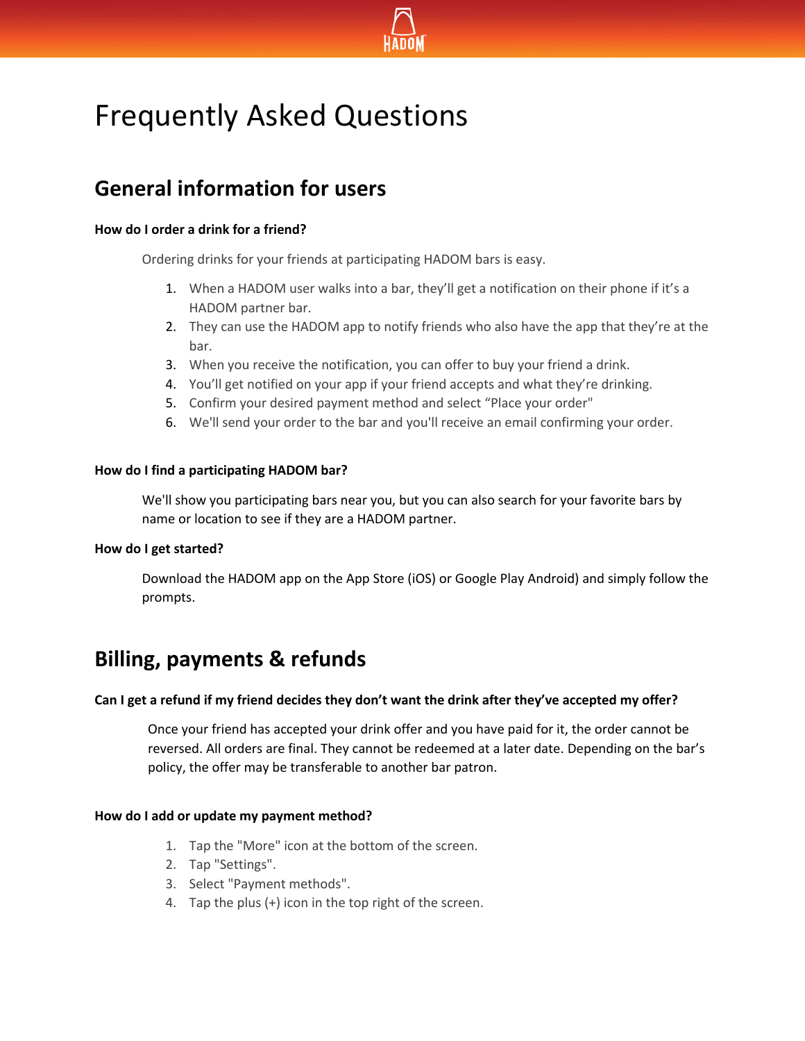# Frequently Asked Questions

## General information for users

**How do I order a drink for a friend?**

Ordering drinks for your friends at participating HADOM bars is easy.

1. When a HADOM user walks into a bar, they'll get a notification on their phone if it's a HADOM partner bar.
2. They can use the HADOM app to notify friends who also have the app that they're at the bar.
3. When you receive the notification, you can offer to buy your friend a drink.
4. You'll get notified on your app if your friend accepts and what they're drinking.
5. Confirm your desired payment method and select "Place your order"
6. We'll send your order to the bar and you'll receive an email confirming your order.

**How do I find a participating HADOM bar?**

We'll show you participating bars near you, but you can also search for your favorite bars by name or location to see if they are a HADOM partner.

**How do I get started?**

Download the HADOM app on the App Store (iOS) or Google Play Android) and simply follow the prompts.

## Billing, payments & refunds

**Can I get a refund if my friend decides they don't want the drink after they've accepted my offer?**

Once your friend has accepted your drink offer and you have paid for it, the order cannot be reversed. All orders are final. They cannot be redeemed at a later date. Depending on the bar's policy, the offer may be transferable to another bar patron.

**How do I add or update my payment method?**

1. Tap the "More" icon at the bottom of the screen.
2. Tap "Settings".
3. Select "Payment methods".
4. Tap the plus (+) icon in the top right of the screen.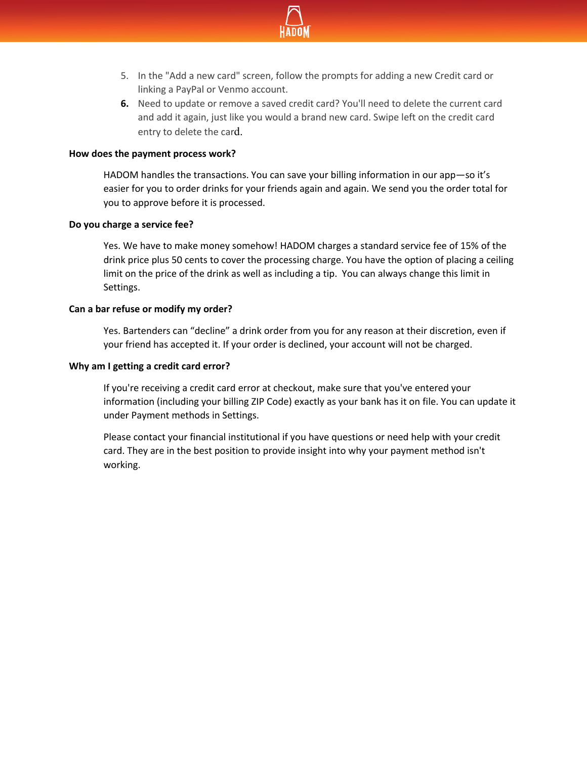5. In the "Add a new card" screen, follow the prompts for adding a new Credit card or linking a PayPal or Venmo account.
6. Need to update or remove a saved credit card? You'll need to delete the current card and add it again, just like you would a brand new card. Swipe left on the credit card entry to delete the card.

**How does the payment process work?**

HADOM handles the transactions. You can save your billing information in our app—so it's easier for you to order drinks for your friends again and again. We send you the order total for you to approve before it is processed.

**Do you charge a service fee?**

Yes. We have to make money somehow! HADOM charges a standard service fee of 15% of the drink price plus 50 cents to cover the processing charge. You have the option of placing a ceiling limit on the price of the drink as well as including a tip. You can always change this limit in Settings.

**Can a bar refuse or modify my order?**

Yes. Bartenders can "decline" a drink order from you for any reason at their discretion, even if your friend has accepted it. If your order is declined, your account will not be charged.

**Why am I getting a credit card error?**

If you're receiving a credit card error at checkout, make sure that you've entered your information (including your billing ZIP Code) exactly as your bank has it on file. You can update it under Payment methods in Settings.

Please contact your financial institutional if you have questions or need help with your credit card. They are in the best position to provide insight into why your payment method isn't working.